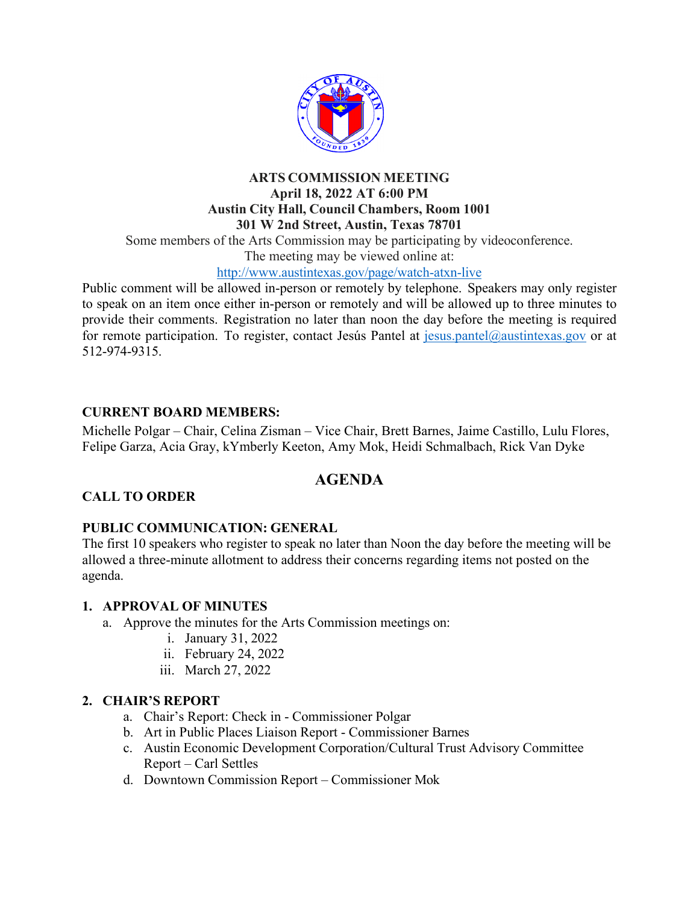**ARTS COMMISSION MEETING**
**April 18, 2022 AT 6:00 PM**
**Austin City Hall, Council Chambers, Room 1001**
**301 W 2nd Street, Austin, Texas 78701**

Some members of the Arts Commission may be participating by videoconference.
The meeting may be viewed online at:
http://www.austintexas.gov/page/watch-atxn-live

Public comment will be allowed in-person or remotely by telephone. Speakers may only register to speak on an item once either in-person or remotely and will be allowed up to three minutes to provide their comments. Registration no later than noon the day before the meeting is required for remote participation. To register, contact Jesús Pantel at jesus.pantel@austintexas.gov or at 512-974-9315.

**CURRENT BOARD MEMBERS:**

Michelle Polgar – Chair, Celina Zisman – Vice Chair, Brett Barnes, Jaime Castillo, Lulu Flores, Felipe Garza, Acia Gray, kYmberly Keeton, Amy Mok, Heidi Schmalbach, Rick Van Dyke

# AGENDA

**CALL TO ORDER**

**PUBLIC COMMUNICATION: GENERAL**

The first 10 speakers who register to speak no later than Noon the day before the meeting will be allowed a three-minute allotment to address their concerns regarding items not posted on the agenda.

**1. APPROVAL OF MINUTES**

a. Approve the minutes for the Arts Commission meetings on:
   i. January 31, 2022
   ii. February 24, 2022
   iii. March 27, 2022

**2. CHAIR'S REPORT**

a. Chair's Report: Check in - Commissioner Polgar
b. Art in Public Places Liaison Report - Commissioner Barnes
c. Austin Economic Development Corporation/Cultural Trust Advisory Committee Report – Carl Settles
d. Downtown Commission Report – Commissioner Mok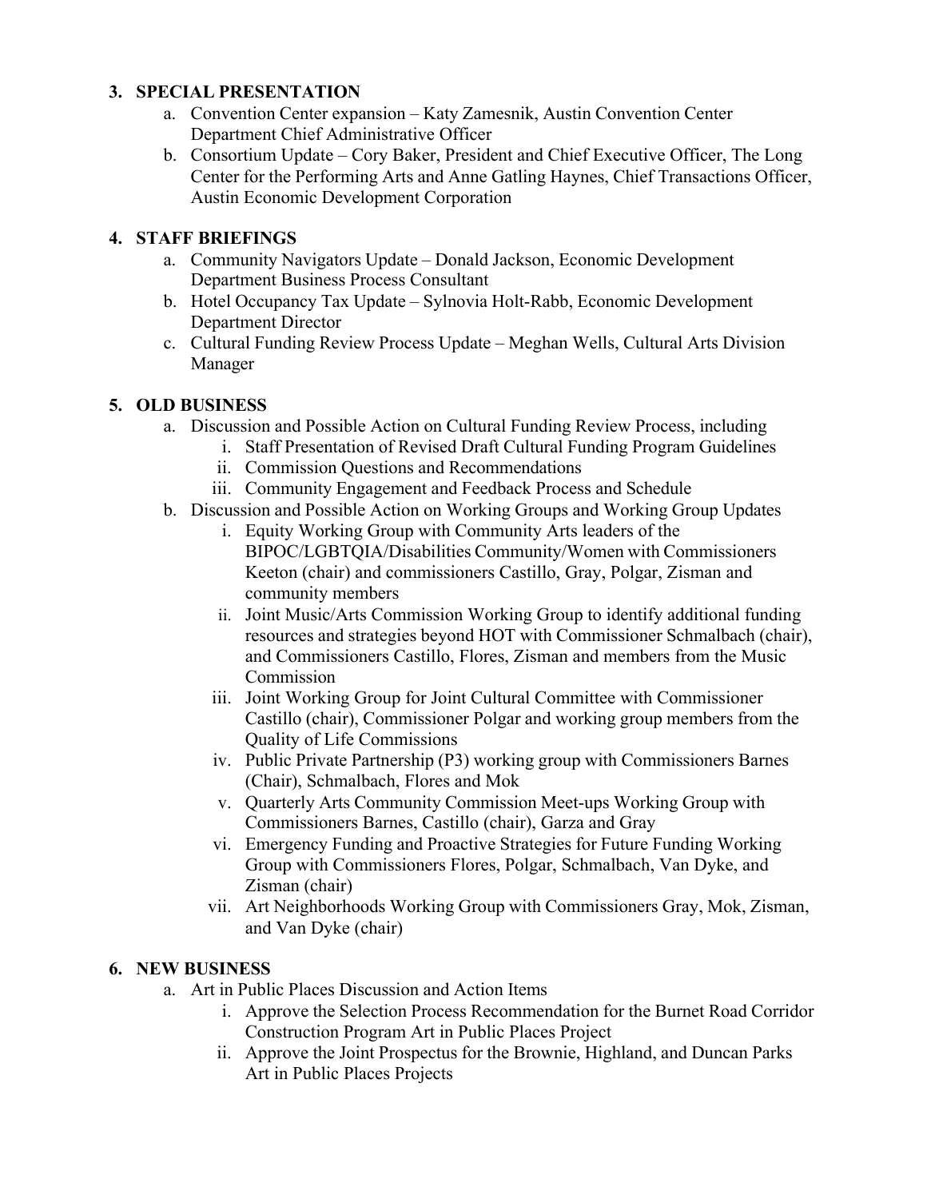3. **SPECIAL PRESENTATION**
    a. Convention Center expansion – Katy Zamesnik, Austin Convention Center Department Chief Administrative Officer
    b. Consortium Update – Cory Baker, President and Chief Executive Officer, The Long Center for the Performing Arts and Anne Gatling Haynes, Chief Transactions Officer, Austin Economic Development Corporation

4. **STAFF BRIEFINGS**
    a. Community Navigators Update – Donald Jackson, Economic Development Department Business Process Consultant
    b. Hotel Occupancy Tax Update – Sylnovia Holt-Rabb, Economic Development Department Director
    c. Cultural Funding Review Process Update – Meghan Wells, Cultural Arts Division Manager

5. **OLD BUSINESS**
    a. Discussion and Possible Action on Cultural Funding Review Process, including
        i. Staff Presentation of Revised Draft Cultural Funding Program Guidelines
        ii. Commission Questions and Recommendations
        iii. Community Engagement and Feedback Process and Schedule
    b. Discussion and Possible Action on Working Groups and Working Group Updates
        i. Equity Working Group with Community Arts leaders of the BIPOC/LGBTQIA/Disabilities Community/Women with Commissioners Keeton (chair) and commissioners Castillo, Gray, Polgar, Zisman and community members
        ii. Joint Music/Arts Commission Working Group to identify additional funding resources and strategies beyond HOT with Commissioner Schmalbach (chair), and Commissioners Castillo, Flores, Zisman and members from the Music Commission
        iii. Joint Working Group for Joint Cultural Committee with Commissioner Castillo (chair), Commissioner Polgar and working group members from the Quality of Life Commissions
        iv. Public Private Partnership (P3) working group with Commissioners Barnes (Chair), Schmalbach, Flores and Mok
        v. Quarterly Arts Community Commission Meet-ups Working Group with Commissioners Barnes, Castillo (chair), Garza and Gray
        vi. Emergency Funding and Proactive Strategies for Future Funding Working Group with Commissioners Flores, Polgar, Schmalbach, Van Dyke, and Zisman (chair)
        vii. Art Neighborhoods Working Group with Commissioners Gray, Mok, Zisman, and Van Dyke (chair)

6. **NEW BUSINESS**
    a. Art in Public Places Discussion and Action Items
        i. Approve the Selection Process Recommendation for the Burnet Road Corridor Construction Program Art in Public Places Project
        ii. Approve the Joint Prospectus for the Brownie, Highland, and Duncan Parks Art in Public Places Projects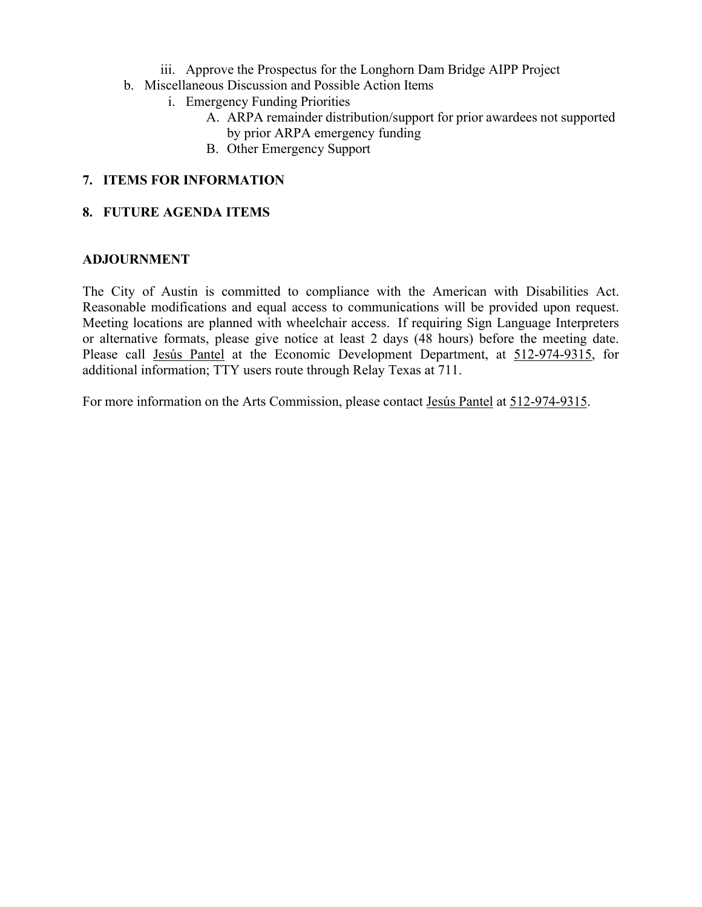iii. Approve the Prospectus for the Longhorn Dam Bridge AIPP Project

b. Miscellaneous Discussion and Possible Action Items
   i. Emergency Funding Priorities
      A. ARPA remainder distribution/support for prior awardees not supported by prior ARPA emergency funding
      B. Other Emergency Support

**7. ITEMS FOR INFORMATION**

**8. FUTURE AGENDA ITEMS**

**ADJOURNMENT**

The City of Austin is committed to compliance with the American with Disabilities Act. Reasonable modifications and equal access to communications will be provided upon request. Meeting locations are planned with wheelchair access. If requiring Sign Language Interpreters or alternative formats, please give notice at least 2 days (48 hours) before the meeting date. Please call Jesús Pantel at the Economic Development Department, at 512-974-9315, for additional information; TTY users route through Relay Texas at 711.

For more information on the Arts Commission, please contact Jesús Pantel at 512-974-9315.